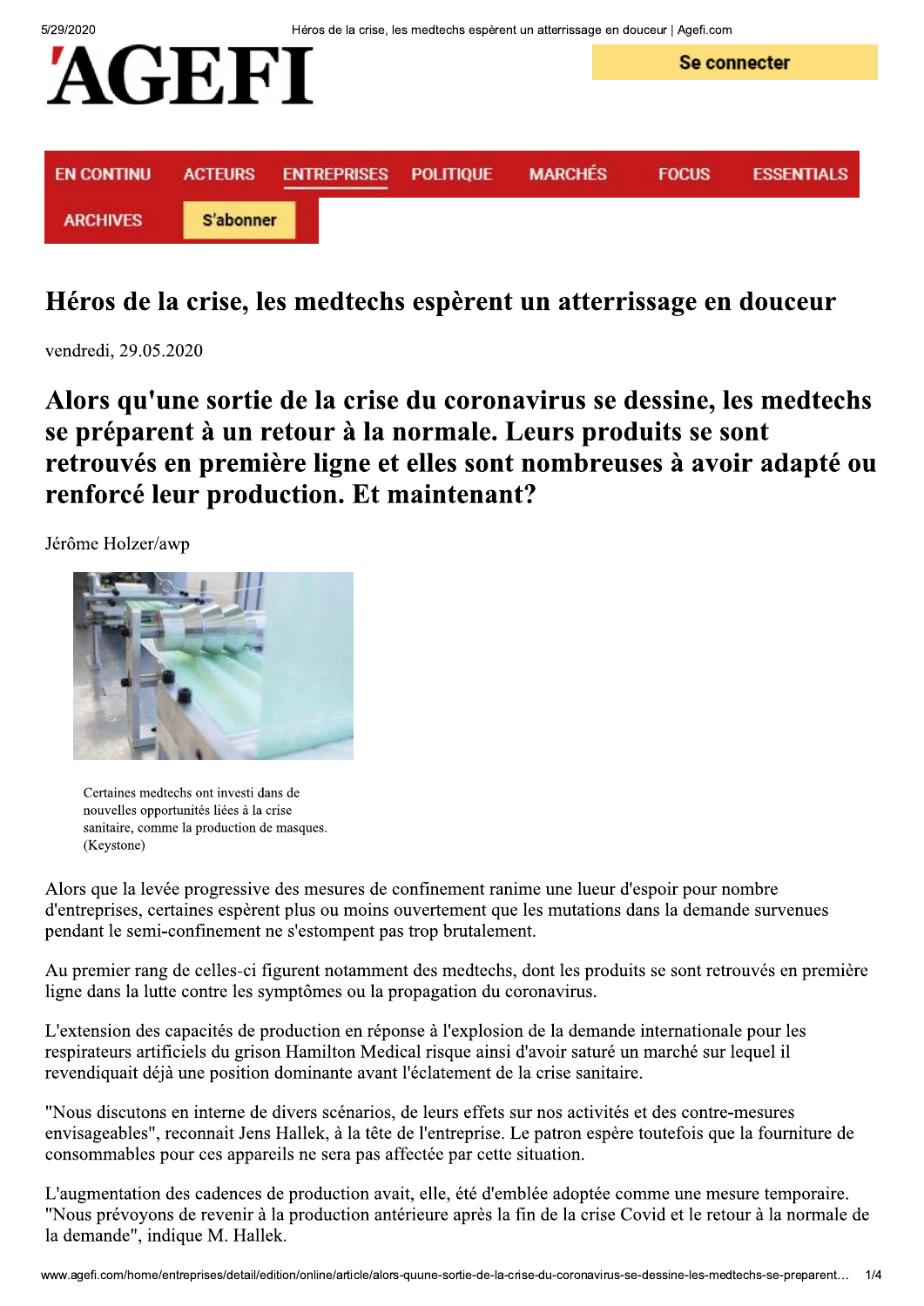# Héros de la crise, les medtechs espèrent un atterrissage en douceur

vendredi, 29.05.2020

## Alors qu'une sortie de la crise du coronavirus se dessine, les medtechs se préparent à un retour à la normale. Leurs produits se sont retrouvés en première ligne et elles sont nombreuses à avoir adapté ou renforcé leur production. Et maintenant?

Jérôme Holzer/awp

Certaines medtechs ont investi dans de nouvelles opportunités liées à la crise sanitaire, comme la production de masques. (Keystone)

Alors que la levée progressive des mesures de confinement ranime une lueur d'espoir pour nombre d'entreprises, certaines espèrent plus ou moins ouvertement que les mutations dans la demande survenues pendant le semi-confinement ne s'estompent pas trop brutalement.

Au premier rang de celles-ci figurent notamment des medtechs, dont les produits se sont retrouvés en première ligne dans la lutte contre les symptômes ou la propagation du coronavirus.

L'extension des capacités de production en réponse à l'explosion de la demande internationale pour les respirateurs artificiels du grison Hamilton Medical risque ainsi d'avoir saturé un marché sur lequel il revendiquait déjà une position dominante avant l'éclatement de la crise sanitaire.

"Nous discutons en interne de divers scénarios, de leurs effets sur nos activités et des contre-mesures envisageables", reconnait Jens Hallek, à la tête de l'entreprise. Le patron espère toutefois que la fourniture de consommables pour ces appareils ne sera pas affectée par cette situation.

L'augmentation des cadences de production avait, elle, été d'emblée adoptée comme une mesure temporaire. "Nous prévoyons de revenir à la production antérieure après la fin de la crise Covid et le retour à la normale de la demande", indique M. Hallek.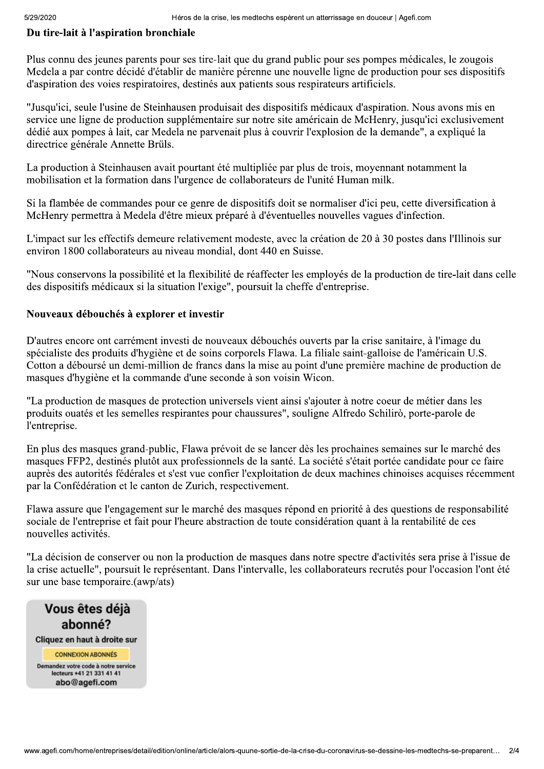### Du tire-lait à l'aspiration bronchiale

Plus connu des jeunes parents pour ses tire-lait que du grand public pour ses pompes médicales, le zougois Medela a par contre décidé d'établir de manière pérenne une nouvelle ligne de production pour ses dispositifs d'aspiration des voies respiratoires, destinés aux patients sous respirateurs artificiels.

"Jusqu'ici, seule l'usine de Steinhausen produisait des dispositifs médicaux d'aspiration. Nous avons mis en service une ligne de production supplémentaire sur notre site américain de McHenry, jusqu'ici exclusivement dédié aux pompes à lait, car Medela ne parvenait plus à couvrir l'explosion de la demande", a expliqué la directrice générale Annette Brüls.

La production à Steinhausen avait pourtant été multipliée par plus de trois, moyennant notamment la mobilisation et la formation dans l'urgence de collaborateurs de l'unité Human milk.

Si la flambée de commandes pour ce genre de dispositifs doit se normaliser d'ici peu, cette diversification à McHenry permettra à Medela d'être mieux préparé à d'éventuelles nouvelles vagues d'infection.

L'impact sur les effectifs demeure relativement modeste, avec la création de 20 à 30 postes dans l'Illinois sur environ 1800 collaborateurs au niveau mondial, dont 440 en Suisse.

"Nous conservons la possibilité et la flexibilité de réaffecter les employés de la production de tire-lait dans celle des dispositifs médicaux si la situation l'exige", poursuit la cheffe d'entreprise.

### Nouveaux débouchés à explorer et investir

D'autres encore ont carrément investi de nouveaux débouchés ouverts par la crise sanitaire, à l'image du spécialiste des produits d'hygiène et de soins corporels Flawa. La filiale saint-galloise de l'américain U.S. Cotton a déboursé un demi-million de francs dans la mise au point d'une première machine de production de masques d'hygiène et la commande d'une seconde à son voisin Wicon.

"La production de masques de protection universels vient ainsi s'ajouter à notre coeur de métier dans les produits ouatés et les semelles respirantes pour chaussures", souligne Alfredo Schilirò, porte-parole de l'entreprise.

En plus des masques grand-public, Flawa prévoit de se lancer dès les prochaines semaines sur le marché des masques FFP2, destinés plutôt aux professionnels de la santé. La société s'était portée candidate pour ce faire auprès des autorités fédérales et s'est vue confier l'exploitation de deux machines chinoises acquises récemment par la Confédération et le canton de Zurich, respectivement.

Flawa assure que l'engagement sur le marché des masques répond en priorité à des questions de responsabilité sociale de l'entreprise et fait pour l'heure abstraction de toute considération quant à la rentabilité de ces nouvelles activités.

"La décision de conserver ou non la production de masques dans notre spectre d'activités sera prise à l'issue de la crise actuelle", poursuit le représentant. Dans l'intervalle, les collaborateurs recrutés pour l'occasion l'ont été sur une base temporaire.(awp/ats)

**Vous êtes déjà abonné?**

Cliquez en haut à droite sur

CONNEXION ABONNÉS

Demandez votre code à notre service lecteurs +41 21 331 41 41

abo@agefi.com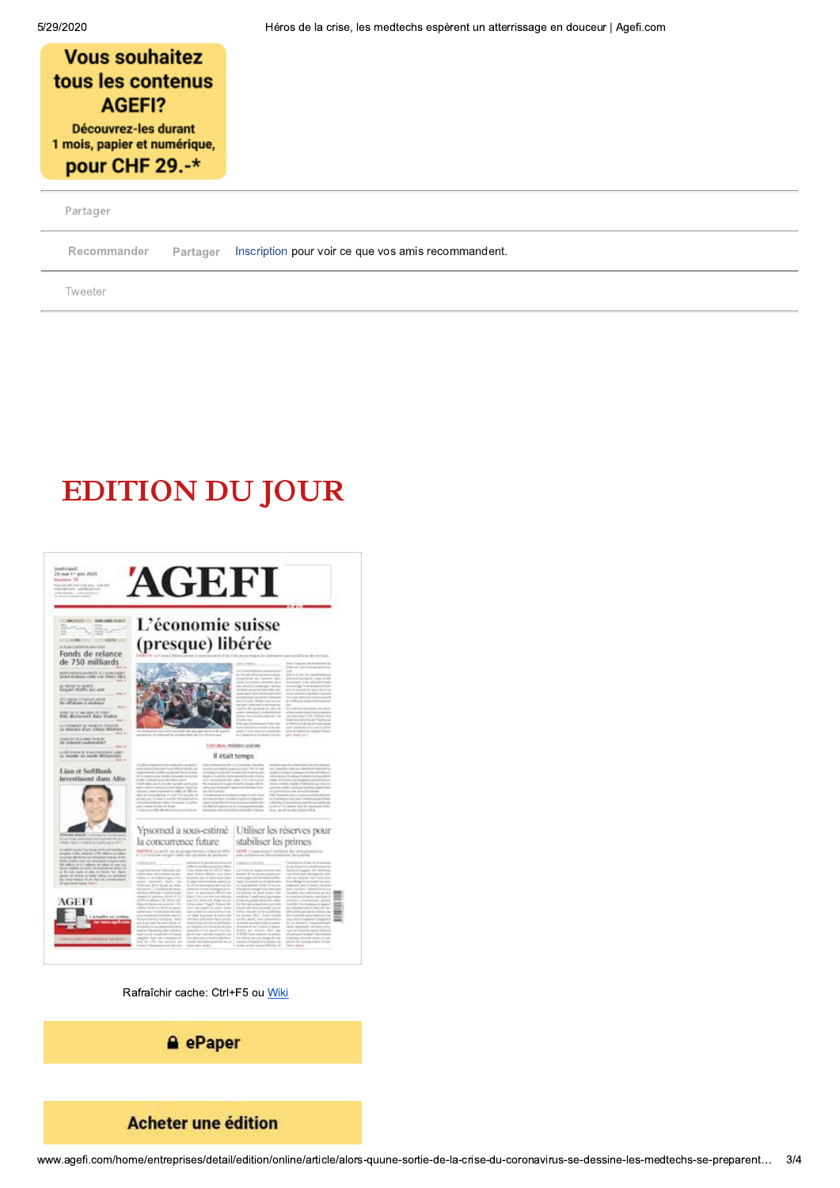**Vous souhaitez tous les contenus AGEFI?**

Découvrez-les durant 1 mois, papier et numérique, pour CHF 29.-*

Partager

Recommander Partager Inscription pour voir ce que vos amis recommandent.

Tweeter

# EDITION DU JOUR

Rafraîchir cache: Ctrl+F5 ou Wiki

ePaper

Acheter une édition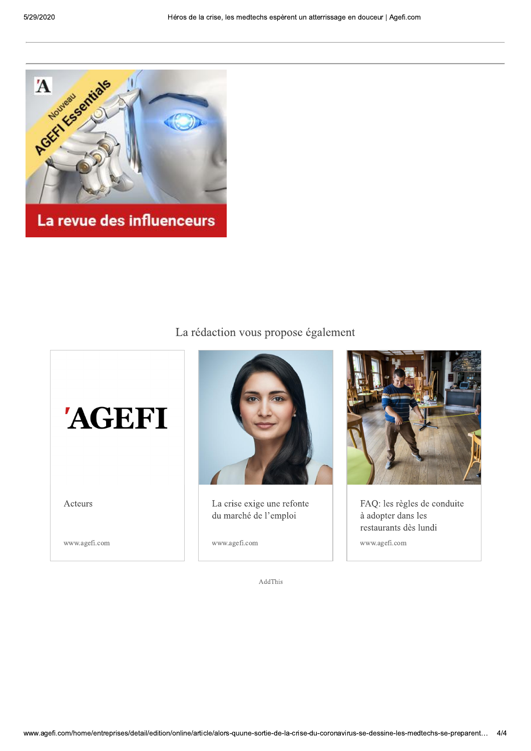La revue des influenceurs

## La rédaction vous propose également

Acteurs

www.agefi.com

La crise exige une refonte du marché de l'emploi

www.agefi.com

FAQ: les règles de conduite à adopter dans les restaurants dès lundi

www.agefi.com

AddThis